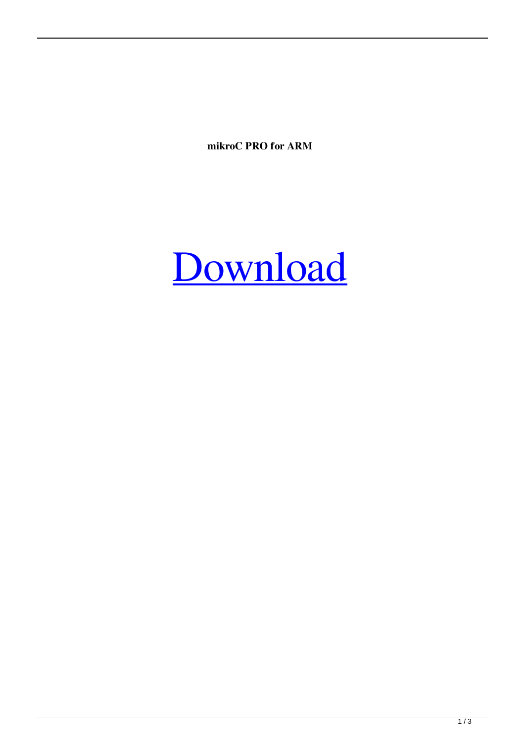**mikroC PRO for ARM**

Download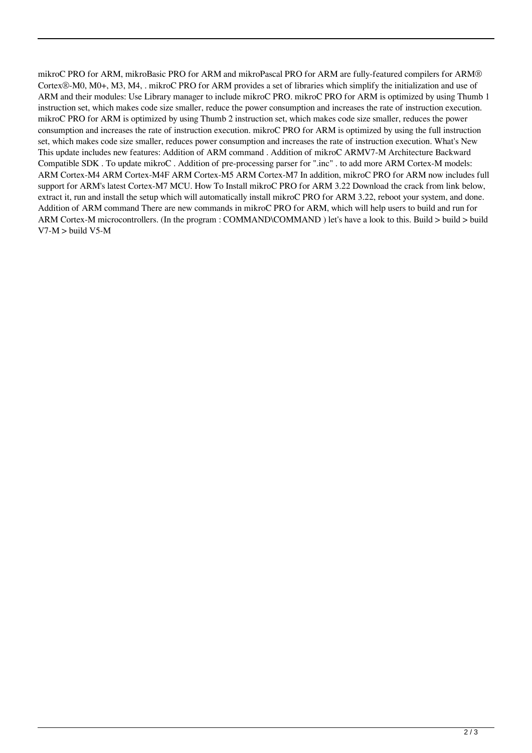mikroC PRO for ARM, mikroBasic PRO for ARM and mikroPascal PRO for ARM are fully-featured compilers for ARM® Cortex®-M0, M0+, M3, M4, . mikroC PRO for ARM provides a set of libraries which simplify the initialization and use of ARM and their modules: Use Library manager to include mikroC PRO. mikroC PRO for ARM is optimized by using Thumb 1 instruction set, which makes code size smaller, reduce the power consumption and increases the rate of instruction execution. mikroC PRO for ARM is optimized by using Thumb 2 instruction set, which makes code size smaller, reduces the power consumption and increases the rate of instruction execution. mikroC PRO for ARM is optimized by using the full instruction set, which makes code size smaller, reduces power consumption and increases the rate of instruction execution. What's New This update includes new features: Addition of ARM command . Addition of mikroC ARMV7-M Architecture Backward Compatible SDK . To update mikroC . Addition of pre-processing parser for ".inc" . to add more ARM Cortex-M models: ARM Cortex-M4 ARM Cortex-M4F ARM Cortex-M5 ARM Cortex-M7 In addition, mikroC PRO for ARM now includes full support for ARM's latest Cortex-M7 MCU. How To Install mikroC PRO for ARM 3.22 Download the crack from link below, extract it, run and install the setup which will automatically install mikroC PRO for ARM 3.22, reboot your system, and done. Addition of ARM command There are new commands in mikroC PRO for ARM, which will help users to build and run for ARM Cortex-M microcontrollers. (In the program : COMMAND\COMMAND ) let's have a look to this. Build > build > build V7-M > build V5-M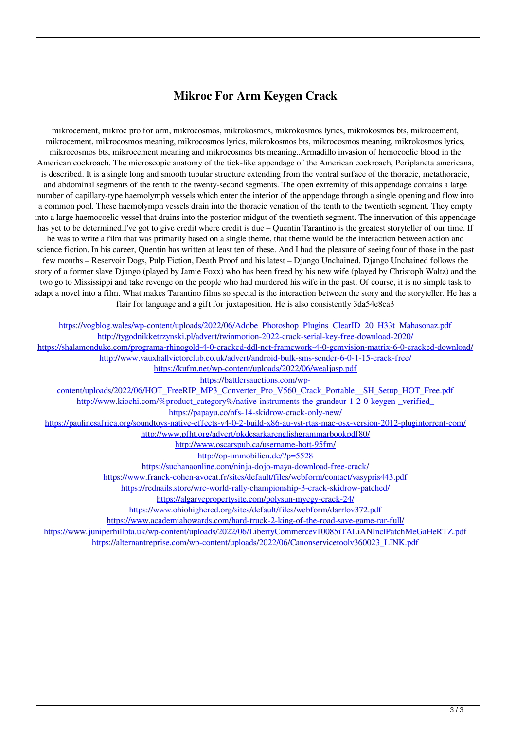# Mikroc For Arm Keygen Crack

mikrocement, mikroc pro for arm, mikrocosmos, mikrokosmos, mikrokosmos lyrics, mikrokosmos bts, mikrocement, mikrocement, mikrocosmos meaning, mikrocosmos lyrics, mikrokosmos bts, mikrocosmos meaning, mikrokosmos lyrics, mikrocosmos bts, mikrocement meaning and mikrocosmos bts meaning..Armadillo invasion of hemocoelic blood in the American cockroach. The microscopic anatomy of the tick-like appendage of the American cockroach, Periplaneta americana, is described. It is a single long and smooth tubular structure extending from the ventral surface of the thoracic, metathoracic, and abdominal segments of the tenth to the twenty-second segments. The open extremity of this appendage contains a large number of capillary-type haemolymph vessels which enter the interior of the appendage through a single opening and flow into a common pool. These haemolymph vessels drain into the thoracic venation of the tenth to the twentieth segment. They empty into a large haemocoelic vessel that drains into the posterior midgut of the twentieth segment. The innervation of this appendage has yet to be determined.I've got to give credit where credit is due – Quentin Tarantino is the greatest storyteller of our time. If he was to write a film that was primarily based on a single theme, that theme would be the interaction between action and science fiction. In his career, Quentin has written at least ten of these. And I had the pleasure of seeing four of those in the past few months – Reservoir Dogs, Pulp Fiction, Death Proof and his latest – Django Unchained. Django Unchained follows the story of a former slave Django (played by Jamie Foxx) who has been freed by his new wife (played by Christoph Waltz) and the two go to Mississippi and take revenge on the people who had murdered his wife in the past. Of course, it is no simple task to adapt a novel into a film. What makes Tarantino films so special is the interaction between the story and the storyteller. He has a flair for language and a gift for juxtaposition. He is also consistently 3da54e8ca3

https://vogblog.wales/wp-content/uploads/2022/06/Adobe_Photoshop_Plugins_ClearID_20_H33t_Mahasonaz.pdf
http://tygodnikketrzynski.pl/advert/twinmotion-2022-crack-serial-key-free-download-2020/
https://shalamonduke.com/programa-rhinogold-4-0-cracked-ddl-net-framework-4-0-gemvision-matrix-6-0-cracked-download/
http://www.vauxhallvictorclub.co.uk/advert/android-bulk-sms-sender-6-0-1-15-crack-free/
https://kufm.net/wp-content/uploads/2022/06/wealjasp.pdf
https://battlersauctions.com/wp-content/uploads/2022/06/HOT_FreeRIP_MP3_Converter_Pro_V560_Crack_Portable__SH_Setup_HOT_Free.pdf
http://www.kiochi.com/%product_category%/native-instruments-the-grandeur-1-2-0-keygen-_verified_
https://papayu.co/nfs-14-skidrow-crack-only-new/
https://paulinesafrica.org/soundtoys-native-effects-v4-0-2-build-x86-au-vst-rtas-mac-osx-version-2012-plugintorrent-com/
http://www.pfht.org/advert/pkdesarkarenglishgrammarbookpdf80/
http://www.oscarspub.ca/username-hott-95fm/
http://op-immobilien.de/?p=5528
https://suchanaonline.com/ninja-dojo-maya-download-free-crack/
https://www.franck-cohen-avocat.fr/sites/default/files/webform/contact/vasypris443.pdf
https://rednails.store/wrc-world-rally-championship-3-crack-skidrow-patched/
https://algarvepropertysite.com/polysun-myegy-crack-24/
https://www.ohiohighered.org/sites/default/files/webform/darrlov372.pdf
https://www.academiahowards.com/hard-truck-2-king-of-the-road-save-game-rar-full/
https://www.juniperhillpta.uk/wp-content/uploads/2022/06/LibertyCommercev10085iTALiANInclPatchMeGaHeRTZ.pdf
https://alternantreprise.com/wp-content/uploads/2022/06/Canonservicetoolv360023_LINK.pdf